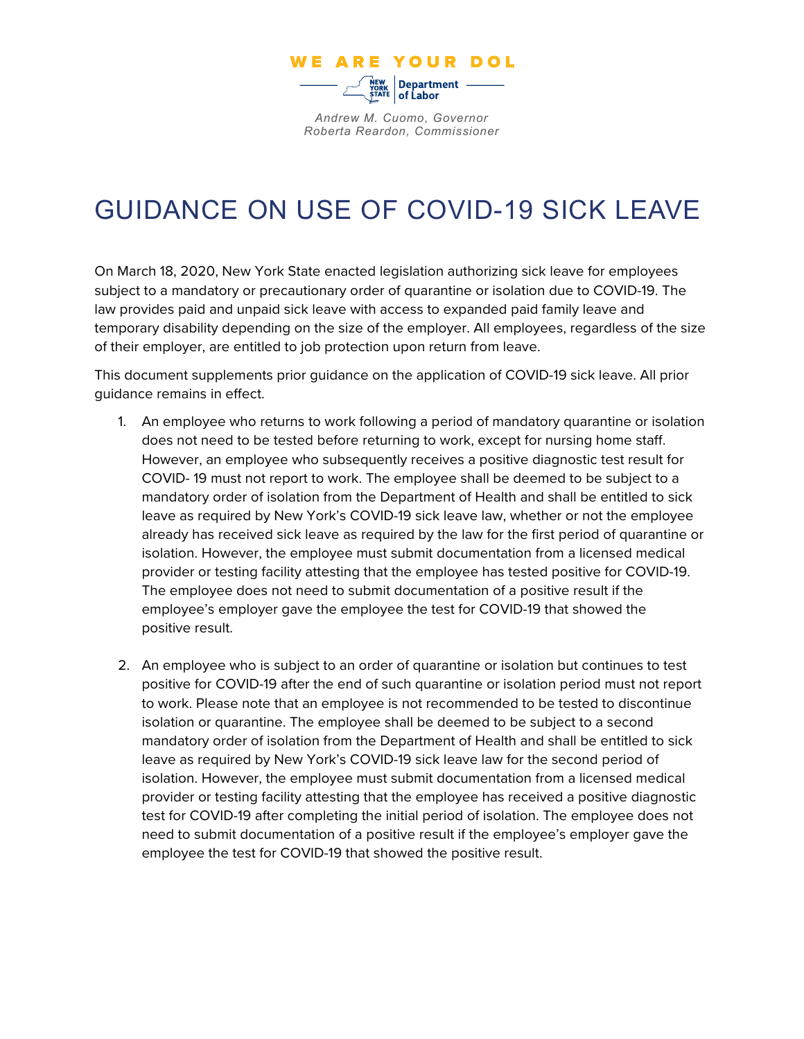WE ARE YOUR DOL

New York State Department of Labor

*Andrew M. Cuomo, Governor*
*Roberta Reardon, Commissioner*

# GUIDANCE ON USE OF COVID-19 SICK LEAVE

On March 18, 2020, New York State enacted legislation authorizing sick leave for employees subject to a mandatory or precautionary order of quarantine or isolation due to COVID-19. The law provides paid and unpaid sick leave with access to expanded paid family leave and temporary disability depending on the size of the employer. All employees, regardless of the size of their employer, are entitled to job protection upon return from leave.

This document supplements prior guidance on the application of COVID-19 sick leave. All prior guidance remains in effect.

1. An employee who returns to work following a period of mandatory quarantine or isolation does not need to be tested before returning to work, except for nursing home staff. However, an employee who subsequently receives a positive diagnostic test result for COVID- 19 must not report to work. The employee shall be deemed to be subject to a mandatory order of isolation from the Department of Health and shall be entitled to sick leave as required by New York's COVID-19 sick leave law, whether or not the employee already has received sick leave as required by the law for the first period of quarantine or isolation. However, the employee must submit documentation from a licensed medical provider or testing facility attesting that the employee has tested positive for COVID-19. The employee does not need to submit documentation of a positive result if the employee's employer gave the employee the test for COVID-19 that showed the positive result.

2. An employee who is subject to an order of quarantine or isolation but continues to test positive for COVID-19 after the end of such quarantine or isolation period must not report to work. Please note that an employee is not recommended to be tested to discontinue isolation or quarantine. The employee shall be deemed to be subject to a second mandatory order of isolation from the Department of Health and shall be entitled to sick leave as required by New York's COVID-19 sick leave law for the second period of isolation. However, the employee must submit documentation from a licensed medical provider or testing facility attesting that the employee has received a positive diagnostic test for COVID-19 after completing the initial period of isolation. The employee does not need to submit documentation of a positive result if the employee's employer gave the employee the test for COVID-19 that showed the positive result.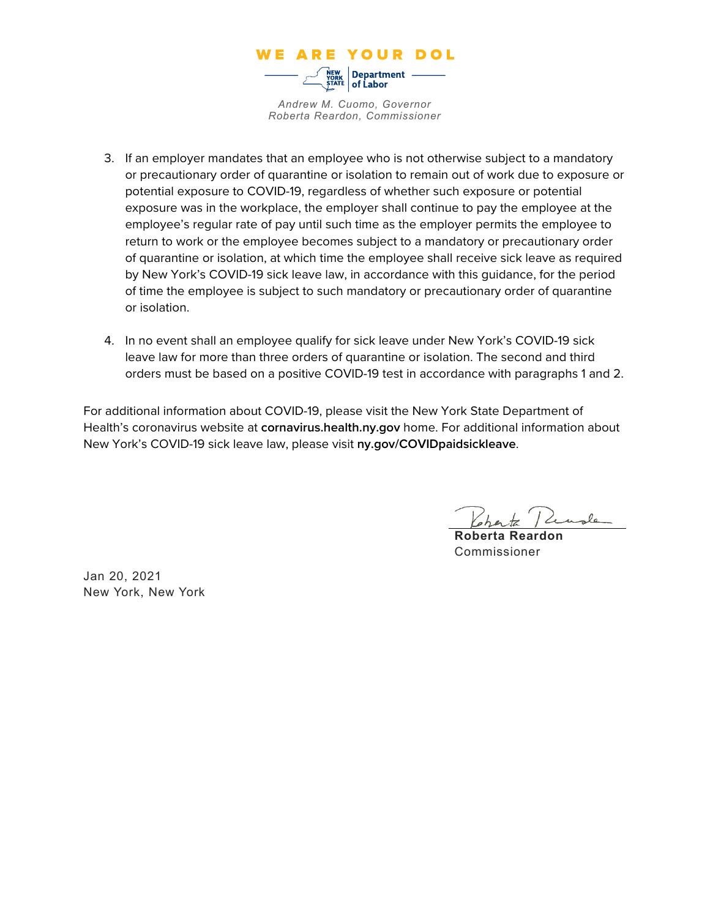3. If an employer mandates that an employee who is not otherwise subject to a mandatory or precautionary order of quarantine or isolation to remain out of work due to exposure or potential exposure to COVID-19, regardless of whether such exposure or potential exposure was in the workplace, the employer shall continue to pay the employee at the employee's regular rate of pay until such time as the employer permits the employee to return to work or the employee becomes subject to a mandatory or precautionary order of quarantine or isolation, at which time the employee shall receive sick leave as required by New York's COVID-19 sick leave law, in accordance with this guidance, for the period of time the employee is subject to such mandatory or precautionary order of quarantine or isolation.

4. In no event shall an employee qualify for sick leave under New York's COVID-19 sick leave law for more than three orders of quarantine or isolation. The second and third orders must be based on a positive COVID-19 test in accordance with paragraphs 1 and 2.

For additional information about COVID-19, please visit the New York State Department of Health's coronavirus website at **cornavirus.health.ny.gov** home. For additional information about New York's COVID-19 sick leave law, please visit **ny.gov/COVIDpaidsickleave**.

**Roberta Reardon**
Commissioner

Jan 20, 2021
New York, New York